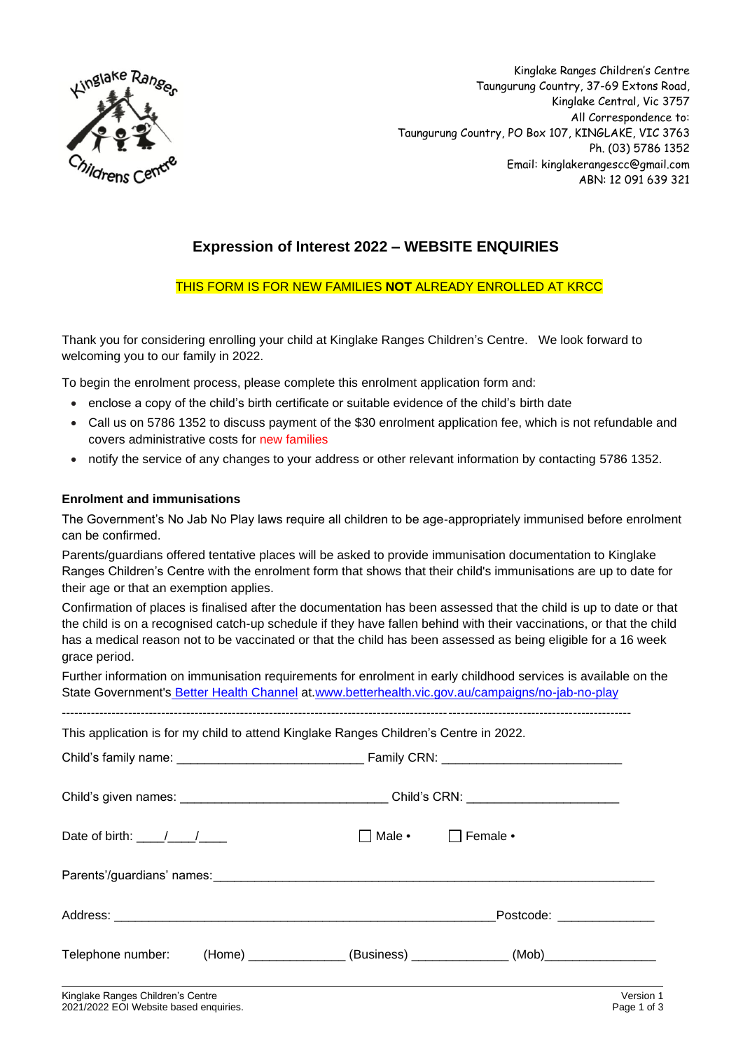Kinglake Ranges Children's Centre
Taungurung Country, 37-69 Extons Road,
Kinglake Central, Vic 3757
All Correspondence to:
Taungurung Country, PO Box 107, KINGLAKE, VIC 3763
Ph. (03) 5786 1352
Email: kinglakerangescc@gmail.com
ABN: 12 091 639 321

# Expression of Interest 2022 – WEBSITE ENQUIRIES

THIS FORM IS FOR NEW FAMILIES **NOT** ALREADY ENROLLED AT KRCC

Thank you for considering enrolling your child at Kinglake Ranges Children's Centre. We look forward to welcoming you to our family in 2022.

To begin the enrolment process, please complete this enrolment application form and:

- enclose a copy of the child's birth certificate or suitable evidence of the child's birth date
- Call us on 5786 1352 to discuss payment of the $30 enrolment application fee, which is not refundable and covers administrative costs for new families
- notify the service of any changes to your address or other relevant information by contacting 5786 1352.

**Enrolment and immunisations**

The Government's No Jab No Play laws require all children to be age-appropriately immunised before enrolment can be confirmed.

Parents/guardians offered tentative places will be asked to provide immunisation documentation to Kinglake Ranges Children's Centre with the enrolment form that shows that their child's immunisations are up to date for their age or that an exemption applies.

Confirmation of places is finalised after the documentation has been assessed that the child is up to date or that the child is on a recognised catch-up schedule if they have fallen behind with their vaccinations, or that the child has a medical reason not to be vaccinated or that the child has been assessed as being eligible for a 16 week grace period.

Further information on immunisation requirements for enrolment in early childhood services is available on the State Government's Better Health Channel at.www.betterhealth.vic.gov.au/campaigns/no-jab-no-play

---

This application is for my child to attend Kinglake Ranges Children's Centre in 2022.

Child's family name: ___________________________ Family CRN: __________________________

Child's given names: ______________________________ Child's CRN: ______________________

Date of birth: ____/____/____ ☐ Male • ☐ Female •

Parents'/guardians' names:________________________________________________________________

Address: ________________________________________________________Postcode: ______________

Telephone number: (Home) ______________ (Business) ______________ (Mob)________________

Kinglake Ranges Children's Centre
2021/2022 EOI Website based enquiries.
Version 1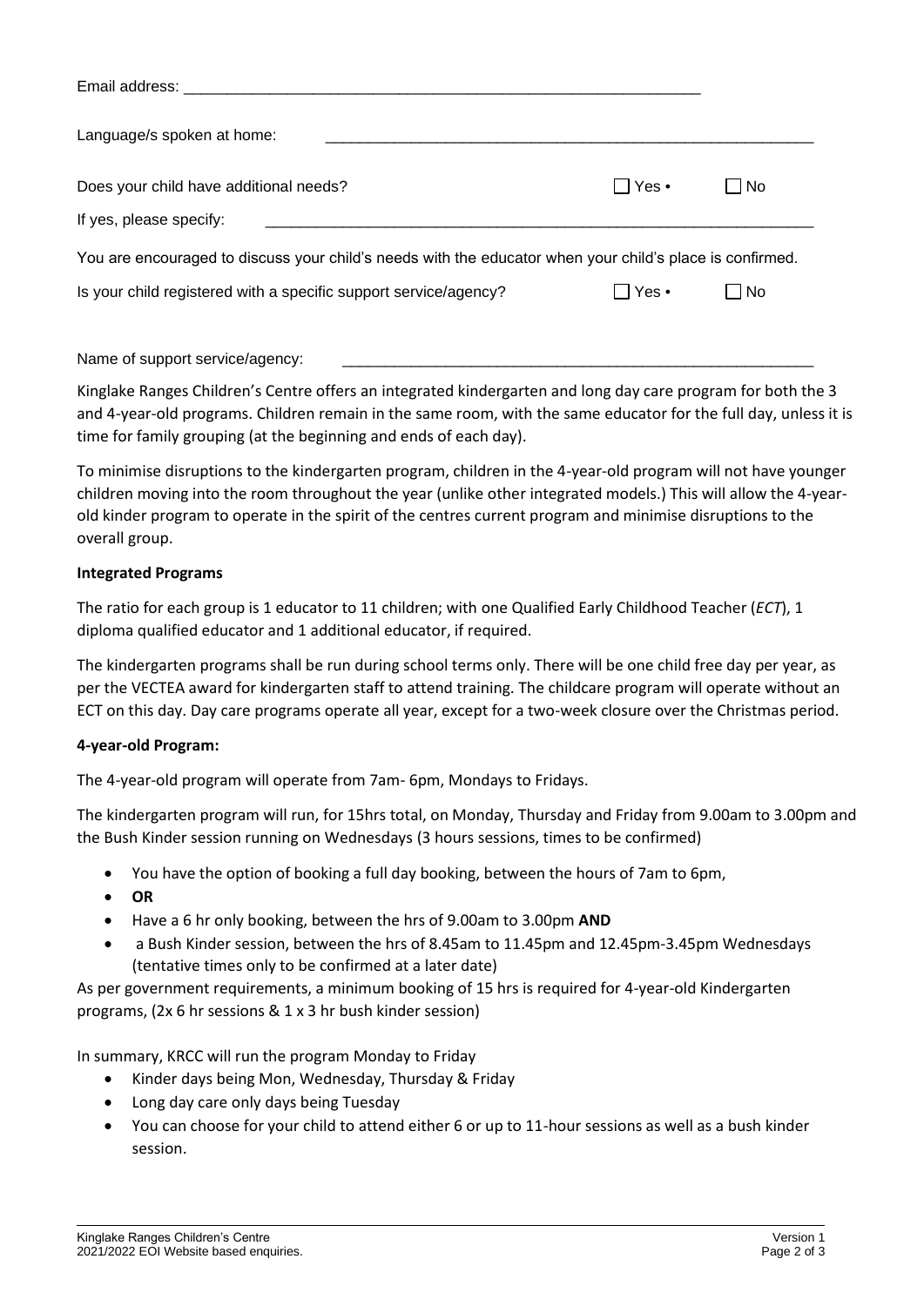Email address: ______________________________________________________________

Language/s spoken at home: ______________________________________________________________

Does your child have additional needs? ☐ Yes • ☐ No

If yes, please specify: ______________________________________________________________

You are encouraged to discuss your child's needs with the educator when your child's place is confirmed.

Is your child registered with a specific support service/agency? ☐ Yes • ☐ No

Name of support service/agency: ______________________________________________________________

Kinglake Ranges Children's Centre offers an integrated kindergarten and long day care program for both the 3 and 4-year-old programs. Children remain in the same room, with the same educator for the full day, unless it is time for family grouping (at the beginning and ends of each day).

To minimise disruptions to the kindergarten program, children in the 4-year-old program will not have younger children moving into the room throughout the year (unlike other integrated models.) This will allow the 4-year-old kinder program to operate in the spirit of the centres current program and minimise disruptions to the overall group.

**Integrated Programs**

The ratio for each group is 1 educator to 11 children; with one Qualified Early Childhood Teacher (*ECT*), 1 diploma qualified educator and 1 additional educator, if required.

The kindergarten programs shall be run during school terms only. There will be one child free day per year, as per the VECTEA award for kindergarten staff to attend training. The childcare program will operate without an ECT on this day. Day care programs operate all year, except for a two-week closure over the Christmas period.

**4-year-old Program:**

The 4-year-old program will operate from 7am- 6pm, Mondays to Fridays.

The kindergarten program will run, for 15hrs total, on Monday, Thursday and Friday from 9.00am to 3.00pm and the Bush Kinder session running on Wednesdays (3 hours sessions, times to be confirmed)

- You have the option of booking a full day booking, between the hours of 7am to 6pm,
- **OR**
- Have a 6 hr only booking, between the hrs of 9.00am to 3.00pm **AND**
- a Bush Kinder session, between the hrs of 8.45am to 11.45pm and 12.45pm-3.45pm Wednesdays (tentative times only to be confirmed at a later date)

As per government requirements, a minimum booking of 15 hrs is required for 4-year-old Kindergarten programs, (2x 6 hr sessions & 1 x 3 hr bush kinder session)

In summary, KRCC will run the program Monday to Friday

- Kinder days being Mon, Wednesday, Thursday & Friday
- Long day care only days being Tuesday
- You can choose for your child to attend either 6 or up to 11-hour sessions as well as a bush kinder session.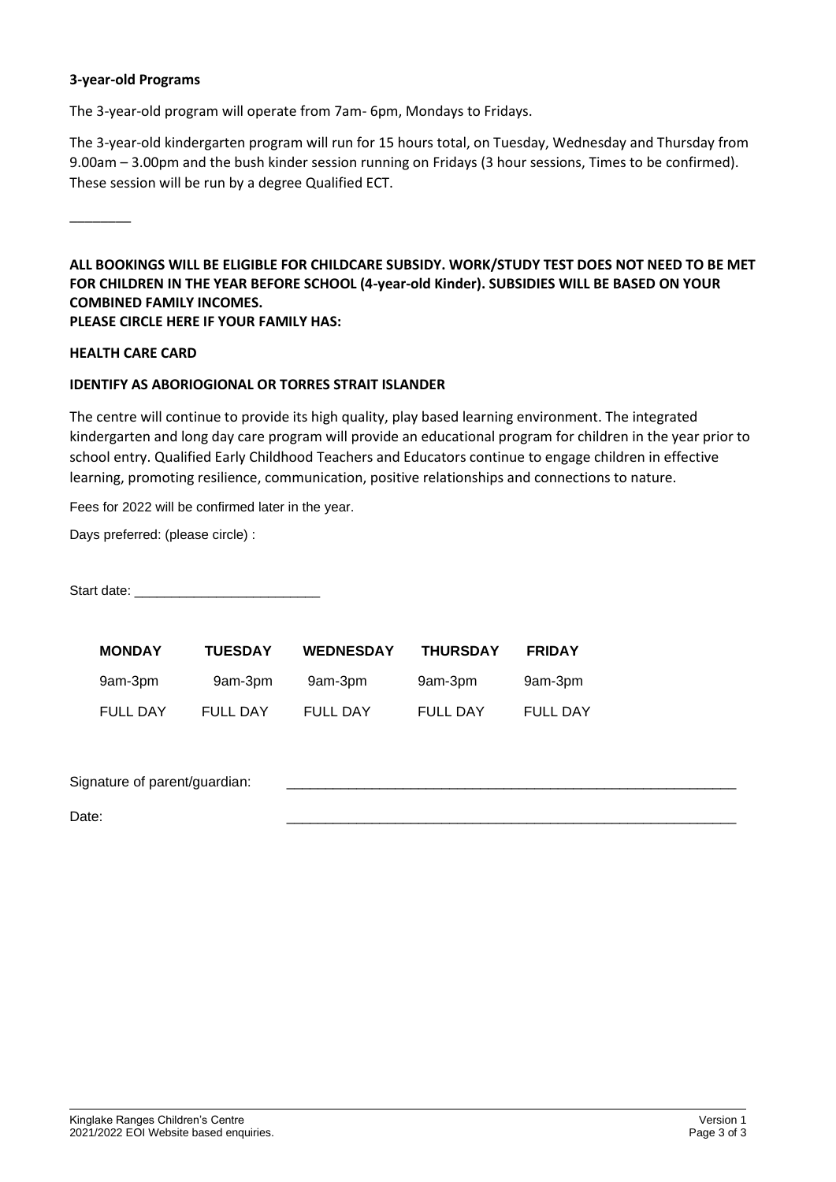**3-year-old Programs**

The 3-year-old program will operate from 7am- 6pm, Mondays to Fridays.

The 3-year-old kindergarten program will run for 15 hours total, on Tuesday, Wednesday and Thursday from 9.00am – 3.00pm and the bush kinder session running on Fridays (3 hour sessions, Times to be confirmed). These session will be run by a degree Qualified ECT.

________

**ALL BOOKINGS WILL BE ELIGIBLE FOR CHILDCARE SUBSIDY. WORK/STUDY TEST DOES NOT NEED TO BE MET FOR CHILDREN IN THE YEAR BEFORE SCHOOL (4-year-old Kinder). SUBSIDIES WILL BE BASED ON YOUR COMBINED FAMILY INCOMES.**
**PLEASE CIRCLE HERE IF YOUR FAMILY HAS:**

**HEALTH CARE CARD**

**IDENTIFY AS ABORIOGIONAL OR TORRES STRAIT ISLANDER**

The centre will continue to provide its high quality, play based learning environment. The integrated kindergarten and long day care program will provide an educational program for children in the year prior to school entry. Qualified Early Childhood Teachers and Educators continue to engage children in effective learning, promoting resilience, communication, positive relationships and connections to nature.

Fees for 2022 will be confirmed later in the year.

Days preferred: (please circle) :

Start date: ________________________

| MONDAY | TUESDAY | WEDNESDAY | THURSDAY | FRIDAY |
|---|---|---|---|---|
| 9am-3pm | 9am-3pm | 9am-3pm | 9am-3pm | 9am-3pm |
| FULL DAY | FULL DAY | FULL DAY | FULL DAY | FULL DAY |

Signature of parent/guardian: ____________________________________________________________

Date: ____________________________________________________________